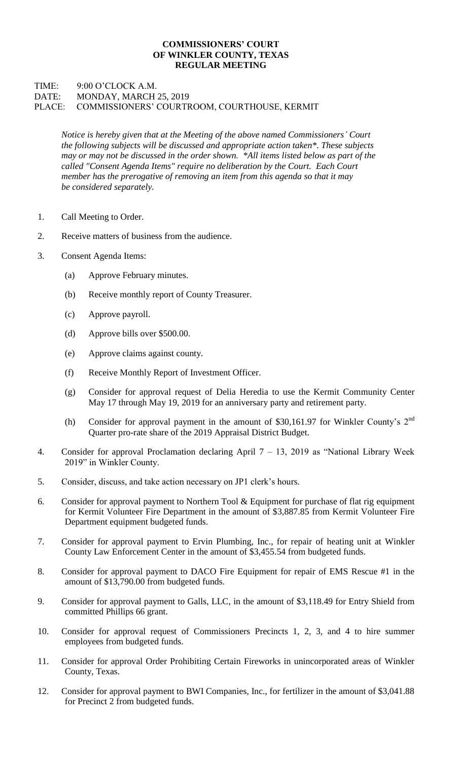# COMMISSIONERS' COURT OF WINKLER COUNTY, TEXAS REGULAR MEETING

TIME: 9:00 O'CLOCK A.M.
DATE: MONDAY, MARCH 25, 2019
PLACE: COMMISSIONERS' COURTROOM, COURTHOUSE, KERMIT

*Notice is hereby given that at the Meeting of the above named Commissioners' Court the following subjects will be discussed and appropriate action taken*. These subjects may or may not be discussed in the order shown. *All items listed below as part of the called "Consent Agenda Items" require no deliberation by the Court. Each Court member has the prerogative of removing an item from this agenda so that it may be considered separately.*

1. Call Meeting to Order.
2. Receive matters of business from the audience.
3. Consent Agenda Items:
   - (a) Approve February minutes.
   - (b) Receive monthly report of County Treasurer.
   - (c) Approve payroll.
   - (d) Approve bills over $500.00.
   - (e) Approve claims against county.
   - (f) Receive Monthly Report of Investment Officer.
   - (g) Consider for approval request of Delia Heredia to use the Kermit Community Center May 17 through May 19, 2019 for an anniversary party and retirement party.
   - (h) Consider for approval payment in the amount of $30,161.97 for Winkler County's 2nd Quarter pro-rate share of the 2019 Appraisal District Budget.
4. Consider for approval Proclamation declaring April 7 – 13, 2019 as "National Library Week 2019" in Winkler County.
5. Consider, discuss, and take action necessary on JP1 clerk's hours.
6. Consider for approval payment to Northern Tool & Equipment for purchase of flat rig equipment for Kermit Volunteer Fire Department in the amount of $3,887.85 from Kermit Volunteer Fire Department equipment budgeted funds.
7. Consider for approval payment to Ervin Plumbing, Inc., for repair of heating unit at Winkler County Law Enforcement Center in the amount of $3,455.54 from budgeted funds.
8. Consider for approval payment to DACO Fire Equipment for repair of EMS Rescue #1 in the amount of $13,790.00 from budgeted funds.
9. Consider for approval payment to Galls, LLC, in the amount of $3,118.49 for Entry Shield from committed Phillips 66 grant.
10. Consider for approval request of Commissioners Precincts 1, 2, 3, and 4 to hire summer employees from budgeted funds.
11. Consider for approval Order Prohibiting Certain Fireworks in unincorporated areas of Winkler County, Texas.
12. Consider for approval payment to BWI Companies, Inc., for fertilizer in the amount of $3,041.88 for Precinct 2 from budgeted funds.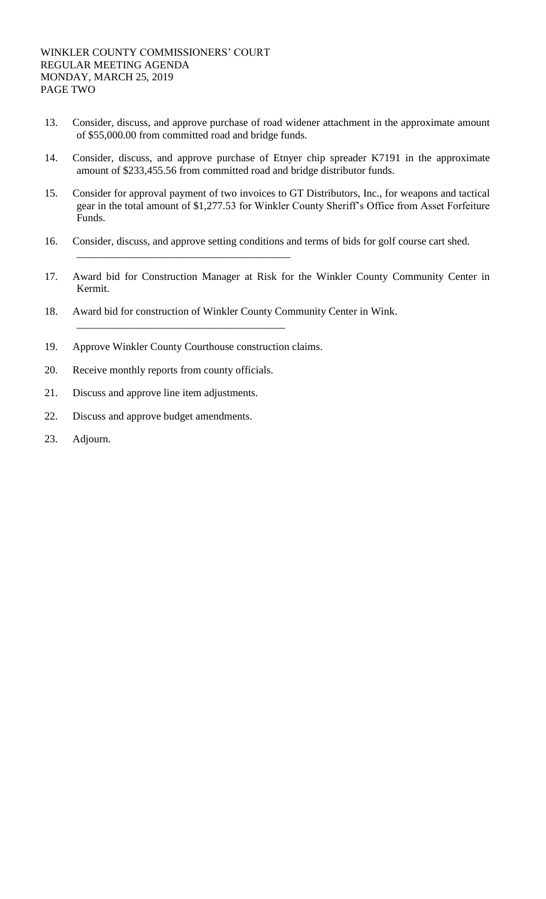WINKLER COUNTY COMMISSIONERS' COURT
REGULAR MEETING AGENDA
MONDAY, MARCH 25, 2019
PAGE TWO

13. Consider, discuss, and approve purchase of road widener attachment in the approximate amount of $55,000.00 from committed road and bridge funds.

14. Consider, discuss, and approve purchase of Etnyer chip spreader K7191 in the approximate amount of $233,455.56 from committed road and bridge distributor funds.

15. Consider for approval payment of two invoices to GT Distributors, Inc., for weapons and tactical gear in the total amount of $1,277.53 for Winkler County Sheriff's Office from Asset Forfeiture Funds.

16. Consider, discuss, and approve setting conditions and terms of bids for golf course cart shed.

---

17. Award bid for Construction Manager at Risk for the Winkler County Community Center in Kermit.

18. Award bid for construction of Winkler County Community Center in Wink.

---

19. Approve Winkler County Courthouse construction claims.

20. Receive monthly reports from county officials.

21. Discuss and approve line item adjustments.

22. Discuss and approve budget amendments.

23. Adjourn.